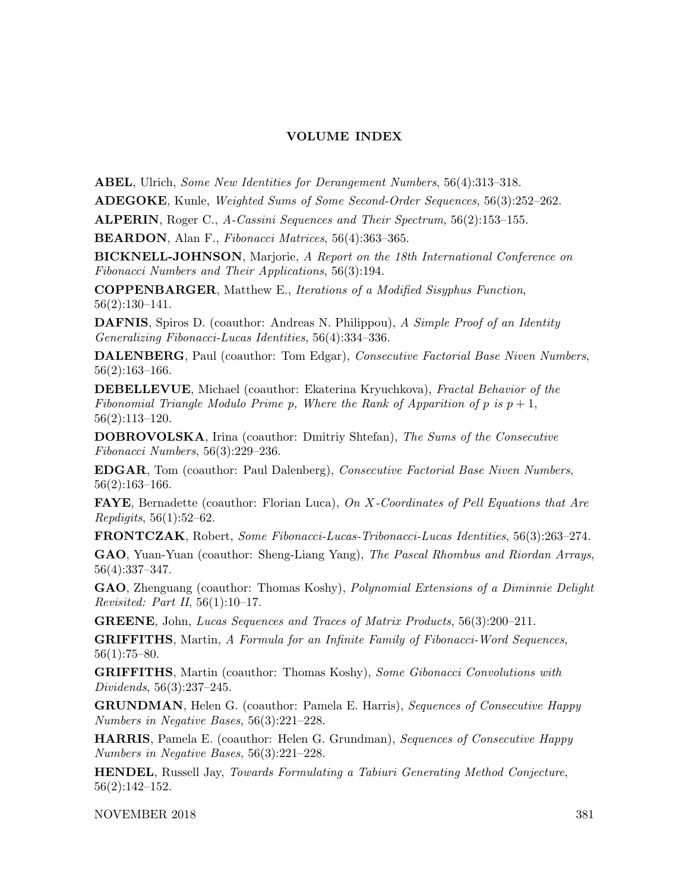## VOLUME INDEX

**ABEL**, Ulrich, *Some New Identities for Derangement Numbers*, 56(4):313–318.

**ADEGOKE**, Kunle, *Weighted Sums of Some Second-Order Sequences*, 56(3):252–262.

**ALPERIN**, Roger C., *A-Cassini Sequences and Their Spectrum*, 56(2):153–155.

**BEARDON**, Alan F., *Fibonacci Matrices*, 56(4):363–365.

**BICKNELL-JOHNSON**, Marjorie, *A Report on the 18th International Conference on Fibonacci Numbers and Their Applications*, 56(3):194.

**COPPENBARGER**, Matthew E., *Iterations of a Modified Sisyphus Function*, 56(2):130–141.

**DAFNIS**, Spiros D. (coauthor: Andreas N. Philippou), *A Simple Proof of an Identity Generalizing Fibonacci-Lucas Identities*, 56(4):334–336.

**DALENBERG**, Paul (coauthor: Tom Edgar), *Consecutive Factorial Base Niven Numbers*, 56(2):163–166.

**DEBELLEVUE**, Michael (coauthor: Ekaterina Kryuchkova), *Fractal Behavior of the Fibonomial Triangle Modulo Prime p, Where the Rank of Apparition of p is $p + 1$*, 56(2):113–120.

**DOBROVOLSKA**, Irina (coauthor: Dmitriy Shtefan), *The Sums of the Consecutive Fibonacci Numbers*, 56(3):229–236.

**EDGAR**, Tom (coauthor: Paul Dalenberg), *Consecutive Factorial Base Niven Numbers*, 56(2):163–166.

**FAYE**, Bernadette (coauthor: Florian Luca), *On X-Coordinates of Pell Equations that Are Repdigits*, 56(1):52–62.

**FRONTCZAK**, Robert, *Some Fibonacci-Lucas-Tribonacci-Lucas Identities*, 56(3):263–274.

**GAO**, Yuan-Yuan (coauthor: Sheng-Liang Yang), *The Pascal Rhombus and Riordan Arrays*, 56(4):337–347.

**GAO**, Zhenguang (coauthor: Thomas Koshy), *Polynomial Extensions of a Diminnie Delight Revisited: Part II*, 56(1):10–17.

**GREENE**, John, *Lucas Sequences and Traces of Matrix Products*, 56(3):200–211.

**GRIFFITHS**, Martin, *A Formula for an Infinite Family of Fibonacci-Word Sequences*, 56(1):75–80.

**GRIFFITHS**, Martin (coauthor: Thomas Koshy), *Some Gibonacci Convolutions with Dividends*, 56(3):237–245.

**GRUNDMAN**, Helen G. (coauthor: Pamela E. Harris), *Sequences of Consecutive Happy Numbers in Negative Bases*, 56(3):221–228.

**HARRIS**, Pamela E. (coauthor: Helen G. Grundman), *Sequences of Consecutive Happy Numbers in Negative Bases*, 56(3):221–228.

**HENDEL**, Russell Jay, *Towards Formulating a Tabiuri Generating Method Conjecture*, 56(2):142–152.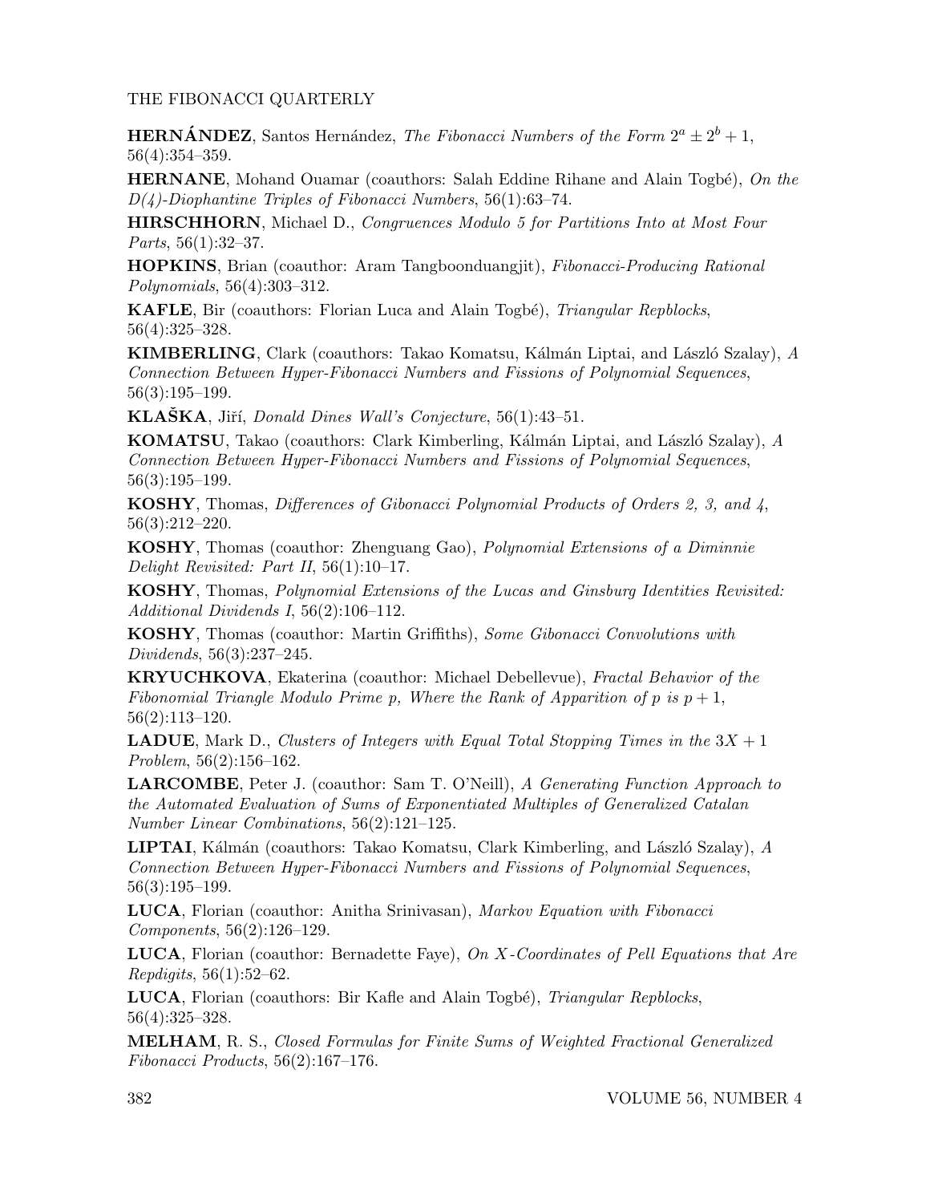**HERNÁNDEZ**, Santos Hernández, *The Fibonacci Numbers of the Form* $2^a \pm 2^b + 1$, 56(4):354–359.

**HERNANE**, Mohand Ouamar (coauthors: Salah Eddine Rihane and Alain Togbé), *On the D(4)-Diophantine Triples of Fibonacci Numbers*, 56(1):63–74.

**HIRSCHHORN**, Michael D., *Congruences Modulo 5 for Partitions Into at Most Four Parts*, 56(1):32–37.

**HOPKINS**, Brian (coauthor: Aram Tangboonduangjit), *Fibonacci-Producing Rational Polynomials*, 56(4):303–312.

**KAFLE**, Bir (coauthors: Florian Luca and Alain Togbé), *Triangular Repblocks*, 56(4):325–328.

**KIMBERLING**, Clark (coauthors: Takao Komatsu, Kálmán Liptai, and László Szalay), *A Connection Between Hyper-Fibonacci Numbers and Fissions of Polynomial Sequences*, 56(3):195–199.

**KLAŠKA**, Jiří, *Donald Dines Wall's Conjecture*, 56(1):43–51.

**KOMATSU**, Takao (coauthors: Clark Kimberling, Kálmán Liptai, and László Szalay), *A Connection Between Hyper-Fibonacci Numbers and Fissions of Polynomial Sequences*, 56(3):195–199.

**KOSHY**, Thomas, *Differences of Gibonacci Polynomial Products of Orders 2, 3, and 4*, 56(3):212–220.

**KOSHY**, Thomas (coauthor: Zhenguang Gao), *Polynomial Extensions of a Diminnie Delight Revisited: Part II*, 56(1):10–17.

**KOSHY**, Thomas, *Polynomial Extensions of the Lucas and Ginsburg Identities Revisited: Additional Dividends I*, 56(2):106–112.

**KOSHY**, Thomas (coauthor: Martin Griffiths), *Some Gibonacci Convolutions with Dividends*, 56(3):237–245.

**KRYUCHKOVA**, Ekaterina (coauthor: Michael Debellevue), *Fractal Behavior of the Fibonomial Triangle Modulo Prime p, Where the Rank of Apparition of p is p + 1*, 56(2):113–120.

**LADUE**, Mark D., *Clusters of Integers with Equal Total Stopping Times in the* $3X + 1$ *Problem*, 56(2):156–162.

**LARCOMBE**, Peter J. (coauthor: Sam T. O'Neill), *A Generating Function Approach to the Automated Evaluation of Sums of Exponentiated Multiples of Generalized Catalan Number Linear Combinations*, 56(2):121–125.

**LIPTAI**, Kálmán (coauthors: Takao Komatsu, Clark Kimberling, and László Szalay), *A Connection Between Hyper-Fibonacci Numbers and Fissions of Polynomial Sequences*, 56(3):195–199.

**LUCA**, Florian (coauthor: Anitha Srinivasan), *Markov Equation with Fibonacci Components*, 56(2):126–129.

**LUCA**, Florian (coauthor: Bernadette Faye), *On X-Coordinates of Pell Equations that Are Repdigits*, 56(1):52–62.

**LUCA**, Florian (coauthors: Bir Kafle and Alain Togbé), *Triangular Repblocks*, 56(4):325–328.

**MELHAM**, R. S., *Closed Formulas for Finite Sums of Weighted Fractional Generalized Fibonacci Products*, 56(2):167–176.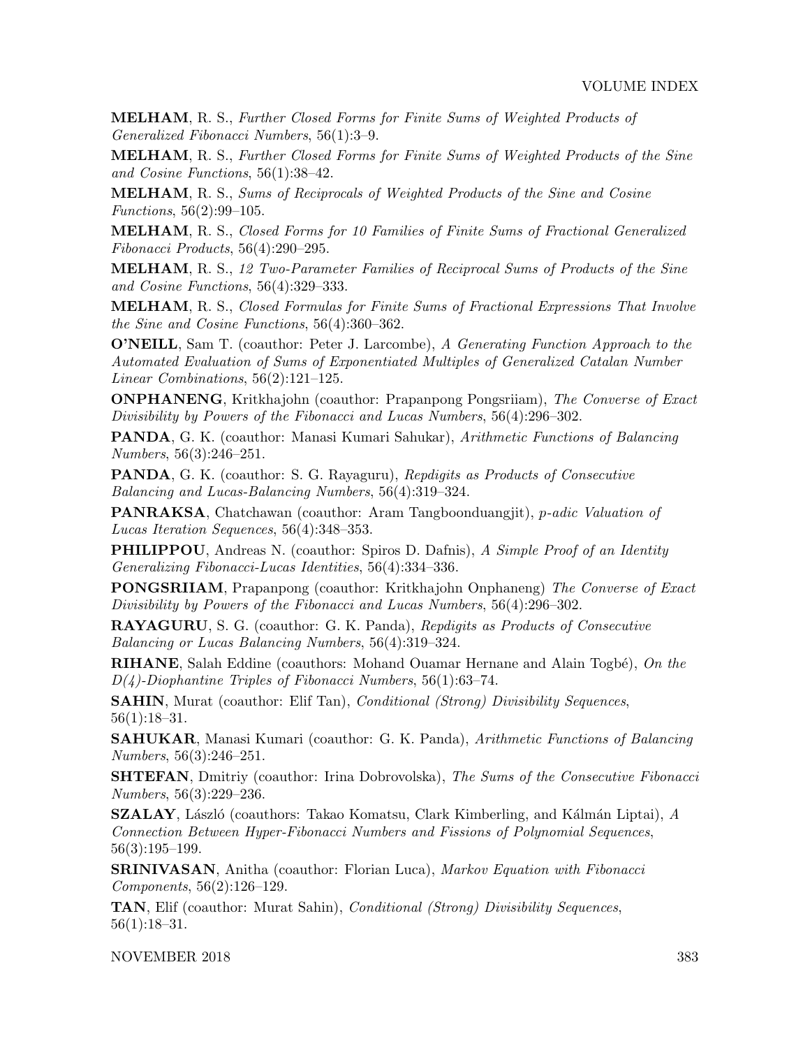**MELHAM**, R. S., *Further Closed Forms for Finite Sums of Weighted Products of Generalized Fibonacci Numbers*, 56(1):3–9.

**MELHAM**, R. S., *Further Closed Forms for Finite Sums of Weighted Products of the Sine and Cosine Functions*, 56(1):38–42.

**MELHAM**, R. S., *Sums of Reciprocals of Weighted Products of the Sine and Cosine Functions*, 56(2):99–105.

**MELHAM**, R. S., *Closed Forms for 10 Families of Finite Sums of Fractional Generalized Fibonacci Products*, 56(4):290–295.

**MELHAM**, R. S., *12 Two-Parameter Families of Reciprocal Sums of Products of the Sine and Cosine Functions*, 56(4):329–333.

**MELHAM**, R. S., *Closed Formulas for Finite Sums of Fractional Expressions That Involve the Sine and Cosine Functions*, 56(4):360–362.

**O'NEILL**, Sam T. (coauthor: Peter J. Larcombe), *A Generating Function Approach to the Automated Evaluation of Sums of Exponentiated Multiples of Generalized Catalan Number Linear Combinations*, 56(2):121–125.

**ONPHANENG**, Kritkhajohn (coauthor: Prapanpong Pongsriiam), *The Converse of Exact Divisibility by Powers of the Fibonacci and Lucas Numbers*, 56(4):296–302.

**PANDA**, G. K. (coauthor: Manasi Kumari Sahukar), *Arithmetic Functions of Balancing Numbers*, 56(3):246–251.

**PANDA**, G. K. (coauthor: S. G. Rayaguru), *Repdigits as Products of Consecutive Balancing and Lucas-Balancing Numbers*, 56(4):319–324.

**PANRAKSA**, Chatchawan (coauthor: Aram Tangboonduangjit), *p-adic Valuation of Lucas Iteration Sequences*, 56(4):348–353.

**PHILIPPOU**, Andreas N. (coauthor: Spiros D. Dafnis), *A Simple Proof of an Identity Generalizing Fibonacci-Lucas Identities*, 56(4):334–336.

**PONGSRIIAM**, Prapanpong (coauthor: Kritkhajohn Onphaneng) *The Converse of Exact Divisibility by Powers of the Fibonacci and Lucas Numbers*, 56(4):296–302.

**RAYAGURU**, S. G. (coauthor: G. K. Panda), *Repdigits as Products of Consecutive Balancing or Lucas Balancing Numbers*, 56(4):319–324.

**RIHANE**, Salah Eddine (coauthors: Mohand Ouamar Hernane and Alain Togbé), *On the D(4)-Diophantine Triples of Fibonacci Numbers*, 56(1):63–74.

**SAHIN**, Murat (coauthor: Elif Tan), *Conditional (Strong) Divisibility Sequences*, 56(1):18–31.

**SAHUKAR**, Manasi Kumari (coauthor: G. K. Panda), *Arithmetic Functions of Balancing Numbers*, 56(3):246–251.

**SHTEFAN**, Dmitriy (coauthor: Irina Dobrovolska), *The Sums of the Consecutive Fibonacci Numbers*, 56(3):229–236.

**SZALAY**, László (coauthors: Takao Komatsu, Clark Kimberling, and Kálmán Liptai), *A Connection Between Hyper-Fibonacci Numbers and Fissions of Polynomial Sequences*, 56(3):195–199.

**SRINIVASAN**, Anitha (coauthor: Florian Luca), *Markov Equation with Fibonacci Components*, 56(2):126–129.

**TAN**, Elif (coauthor: Murat Sahin), *Conditional (Strong) Divisibility Sequences*, 56(1):18–31.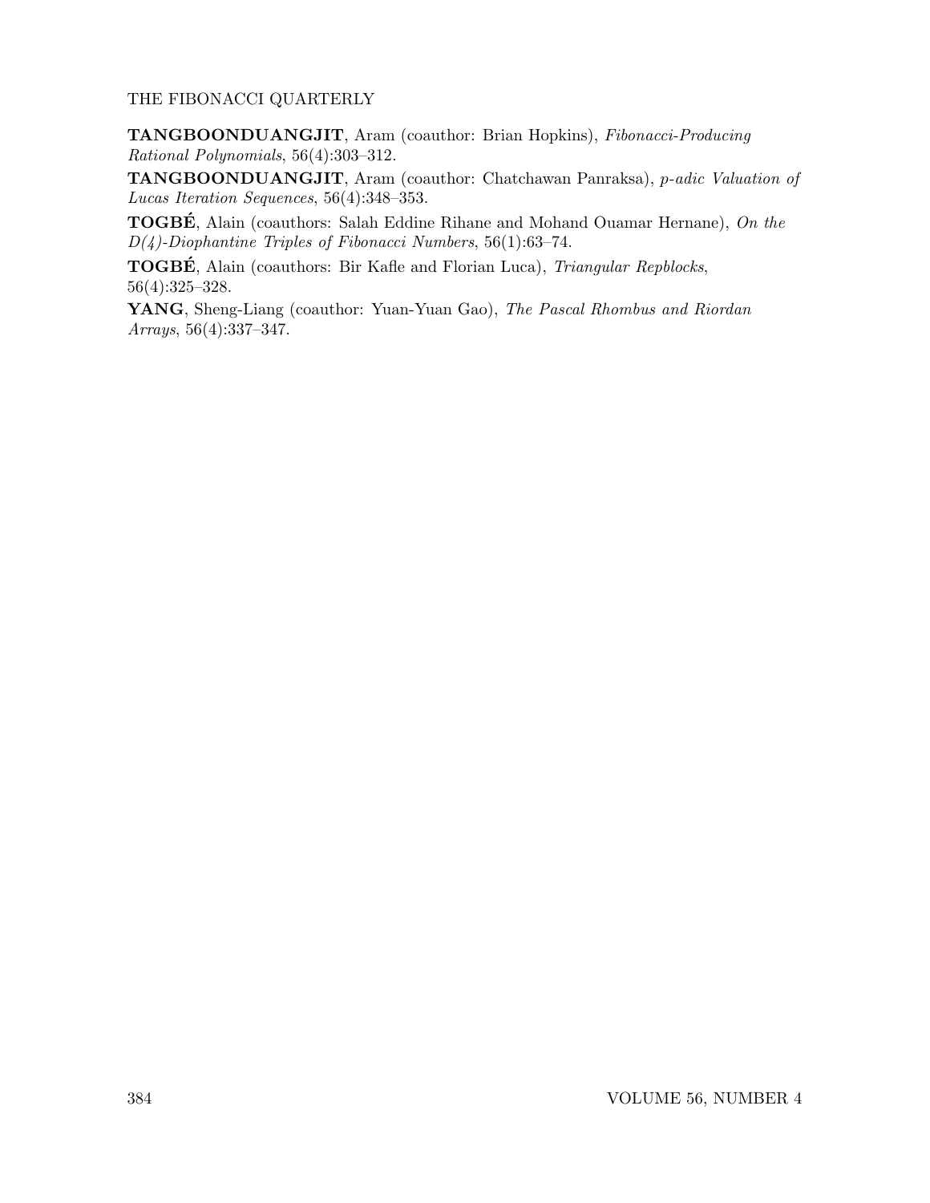**TANGBOONDUANGJIT**, Aram (coauthor: Brian Hopkins), *Fibonacci-Producing Rational Polynomials*, 56(4):303–312.

**TANGBOONDUANGJIT**, Aram (coauthor: Chatchawan Panraksa), *p-adic Valuation of Lucas Iteration Sequences*, 56(4):348–353.

**TOGBÉ**, Alain (coauthors: Salah Eddine Rihane and Mohand Ouamar Hernane), *On the D(4)-Diophantine Triples of Fibonacci Numbers*, 56(1):63–74.

**TOGBÉ**, Alain (coauthors: Bir Kafle and Florian Luca), *Triangular Repblocks*, 56(4):325–328.

**YANG**, Sheng-Liang (coauthor: Yuan-Yuan Gao), *The Pascal Rhombus and Riordan Arrays*, 56(4):337–347.